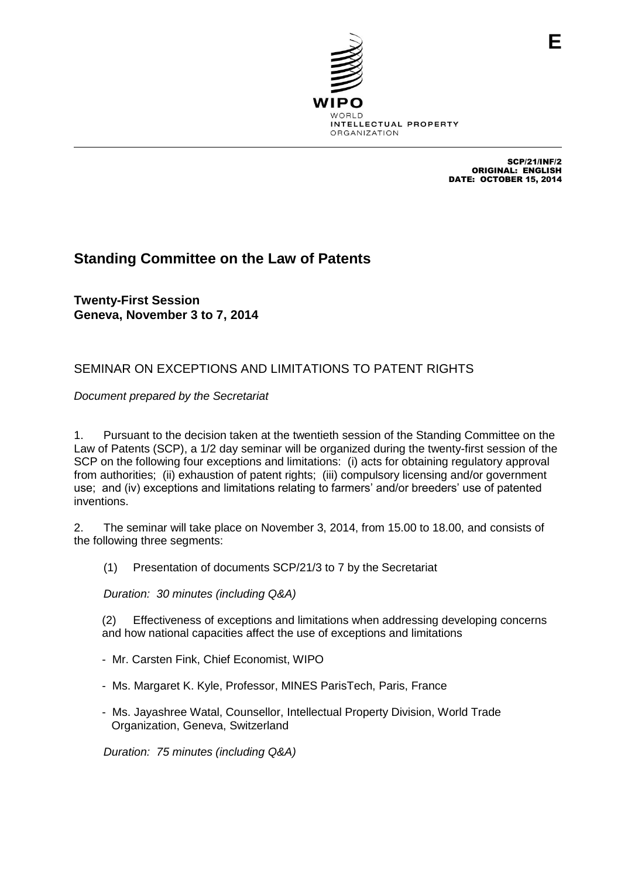E

WIPO
WORLD
INTELLECTUAL PROPERTY
ORGANIZATION

SCP/21/INF/2
ORIGINAL: ENGLISH
DATE: OCTOBER 15, 2014

# Standing Committee on the Law of Patents

**Twenty-First Session**
**Geneva, November 3 to 7, 2014**

## SEMINAR ON EXCEPTIONS AND LIMITATIONS TO PATENT RIGHTS

*Document prepared by the Secretariat*

1. Pursuant to the decision taken at the twentieth session of the Standing Committee on the Law of Patents (SCP), a 1/2 day seminar will be organized during the twenty-first session of the SCP on the following four exceptions and limitations: (i) acts for obtaining regulatory approval from authorities; (ii) exhaustion of patent rights; (iii) compulsory licensing and/or government use; and (iv) exceptions and limitations relating to farmers' and/or breeders' use of patented inventions.

2. The seminar will take place on November 3, 2014, from 15.00 to 18.00, and consists of the following three segments:

(1) Presentation of documents SCP/21/3 to 7 by the Secretariat

*Duration: 30 minutes (including Q&A)*

(2) Effectiveness of exceptions and limitations when addressing developing concerns and how national capacities affect the use of exceptions and limitations

- Mr. Carsten Fink, Chief Economist, WIPO
- Ms. Margaret K. Kyle, Professor, MINES ParisTech, Paris, France
- Ms. Jayashree Watal, Counsellor, Intellectual Property Division, World Trade Organization, Geneva, Switzerland

*Duration: 75 minutes (including Q&A)*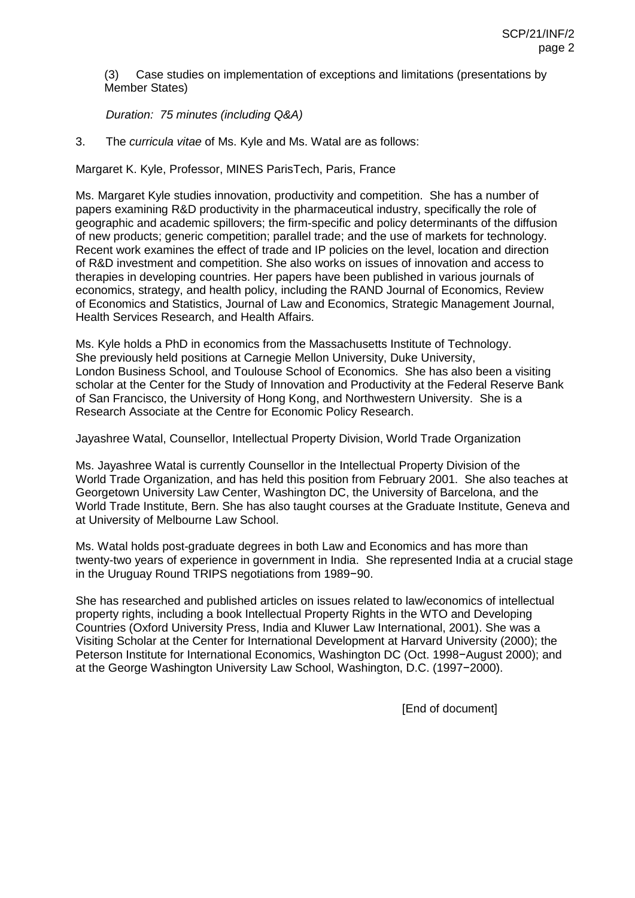(3) Case studies on implementation of exceptions and limitations (presentations by Member States)

*Duration: 75 minutes (including Q&A)*

3. The *curricula vitae* of Ms. Kyle and Ms. Watal are as follows:

Margaret K. Kyle, Professor, MINES ParisTech, Paris, France

Ms. Margaret Kyle studies innovation, productivity and competition. She has a number of papers examining R&D productivity in the pharmaceutical industry, specifically the role of geographic and academic spillovers; the firm-specific and policy determinants of the diffusion of new products; generic competition; parallel trade; and the use of markets for technology. Recent work examines the effect of trade and IP policies on the level, location and direction of R&D investment and competition. She also works on issues of innovation and access to therapies in developing countries. Her papers have been published in various journals of economics, strategy, and health policy, including the RAND Journal of Economics, Review of Economics and Statistics, Journal of Law and Economics, Strategic Management Journal, Health Services Research, and Health Affairs.

Ms. Kyle holds a PhD in economics from the Massachusetts Institute of Technology. She previously held positions at Carnegie Mellon University, Duke University, London Business School, and Toulouse School of Economics. She has also been a visiting scholar at the Center for the Study of Innovation and Productivity at the Federal Reserve Bank of San Francisco, the University of Hong Kong, and Northwestern University. She is a Research Associate at the Centre for Economic Policy Research.

Jayashree Watal, Counsellor, Intellectual Property Division, World Trade Organization

Ms. Jayashree Watal is currently Counsellor in the Intellectual Property Division of the World Trade Organization, and has held this position from February 2001. She also teaches at Georgetown University Law Center, Washington DC, the University of Barcelona, and the World Trade Institute, Bern. She has also taught courses at the Graduate Institute, Geneva and at University of Melbourne Law School.

Ms. Watal holds post-graduate degrees in both Law and Economics and has more than twenty-two years of experience in government in India. She represented India at a crucial stage in the Uruguay Round TRIPS negotiations from 1989−90.

She has researched and published articles on issues related to law/economics of intellectual property rights, including a book Intellectual Property Rights in the WTO and Developing Countries (Oxford University Press, India and Kluwer Law International, 2001). She was a Visiting Scholar at the Center for International Development at Harvard University (2000); the Peterson Institute for International Economics, Washington DC (Oct. 1998−August 2000); and at the George Washington University Law School, Washington, D.C. (1997−2000).

[End of document]